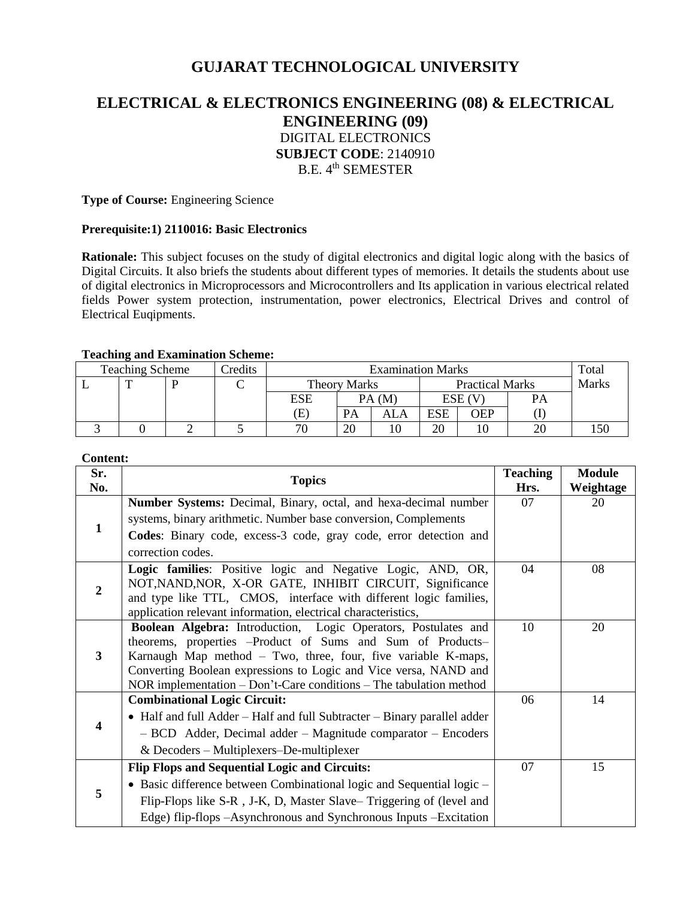# GUJARAT TECHNOLOGICAL UNIVERSITY

## ELECTRICAL & ELECTRONICS ENGINEERING (08) & ELECTRICAL ENGINEERING (09)

DIGITAL ELECTRONICS
**SUBJECT CODE**: 2140910
B.E. 4th SEMESTER

**Type of Course:** Engineering Science

**Prerequisite:1) 2110016: Basic Electronics**

**Rationale:** This subject focuses on the study of digital electronics and digital logic along with the basics of Digital Circuits. It also briefs the students about different types of memories. It details the students about use of digital electronics in Microprocessors and Microcontrollers and Its application in various electrical related fields Power system protection, instrumentation, power electronics, Electrical Drives and control of Electrical Euqipments.

**Teaching and Examination Scheme:**

| Teaching Scheme | | | Credits | Examination Marks | | | | | | Total Marks |
|---|---|---|---|---|---|---|---|---|---|---|
| L | T | P | C | Theory Marks | | | Practical Marks | | | |
| | | | | ESE (E) | PA (M) | | ESE (V) | | PA (I) | |
| | | | | | PA | ALA | ESE | OEP | | |
| 3 | 0 | 2 | 5 | 70 | 20 | 10 | 20 | 10 | 20 | 150 |

**Content:**

| Sr. No. | Topics | Teaching Hrs. | Module Weightage |
|---|---|---|---|
| 1 | **Number Systems:** Decimal, Binary, octal, and hexa-decimal number systems, binary arithmetic. Number base conversion, Complements **Codes**: Binary code, excess-3 code, gray code, error detection and correction codes. | 07 | 20 |
| 2 | **Logic families**: Positive logic and Negative Logic, AND, OR, NOT,NAND,NOR, X-OR GATE, INHIBIT CIRCUIT, Significance and type like TTL, CMOS, interface with different logic families, application relevant information, electrical characteristics, | 04 | 08 |
| 3 | **Boolean Algebra:** Introduction, Logic Operators, Postulates and theorems, properties –Product of Sums and Sum of Products– Karnaugh Map method – Two, three, four, five variable K-maps, Converting Boolean expressions to Logic and Vice versa, NAND and NOR implementation – Don't-Care conditions – The tabulation method | 10 | 20 |
| 4 | **Combinational Logic Circuit:** <br>• Half and full Adder – Half and full Subtracter – Binary parallel adder – BCD Adder, Decimal adder – Magnitude comparator – Encoders & Decoders – Multiplexers–De-multiplexer | 06 | 14 |
| 5 | **Flip Flops and Sequential Logic and Circuits:** <br>• Basic difference between Combinational logic and Sequential logic – Flip-Flops like S-R , J-K, D, Master Slave– Triggering of (level and Edge) flip-flops –Asynchronous and Synchronous Inputs –Excitation | 07 | 15 |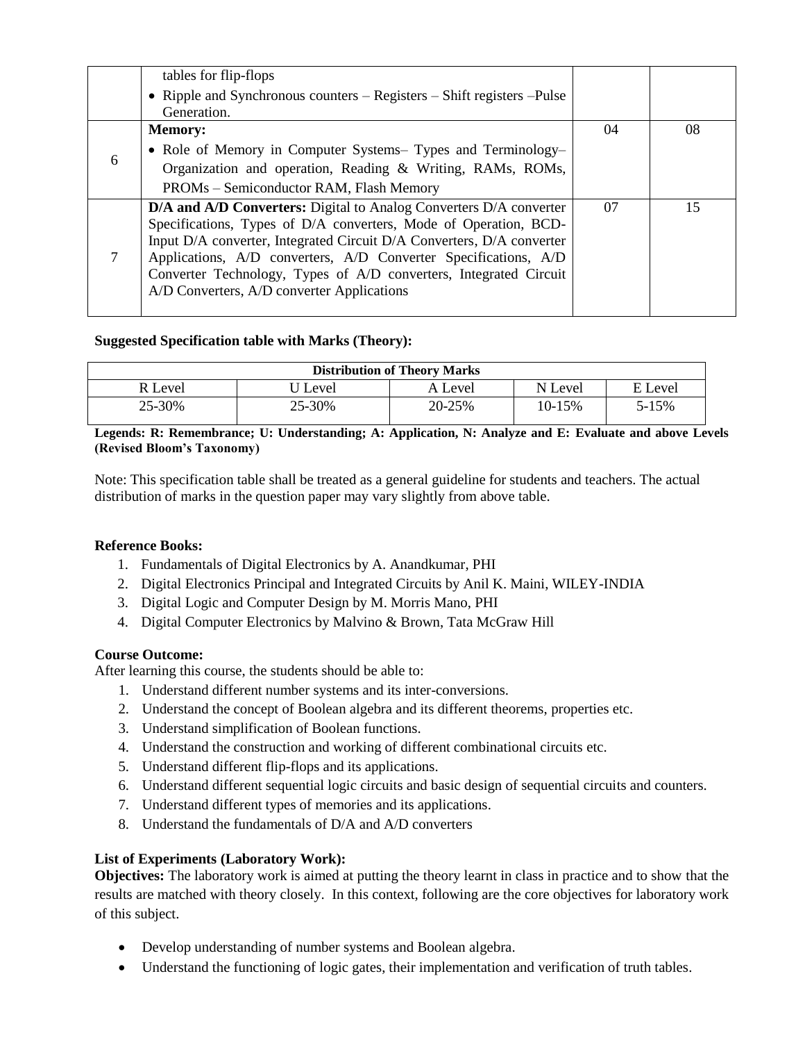|  | tables for flip-flops<br>• Ripple and Synchronous counters – Registers – Shift registers –Pulse Generation. |  |  |
|---|---|---|---|
| 6 | **Memory:**<br>• Role of Memory in Computer Systems– Types and Terminology– Organization and operation, Reading & Writing, RAMs, ROMs, PROMs – Semiconductor RAM, Flash Memory | 04 | 08 |
| 7 | **D/A and A/D Converters:** Digital to Analog Converters D/A converter Specifications, Types of D/A converters, Mode of Operation, BCD-Input D/A converter, Integrated Circuit D/A Converters, D/A converter Applications, A/D converters, A/D Converter Specifications, A/D Converter Technology, Types of A/D converters, Integrated Circuit A/D Converters, A/D converter Applications | 07 | 15 |

**Suggested Specification table with Marks (Theory):**

| Distribution of Theory Marks | | | | |
|---|---|---|---|---|
| R Level | U Level | A Level | N Level | E Level |
| 25-30% | 25-30% | 20-25% | 10-15% | 5-15% |

**Legends: R: Remembrance; U: Understanding; A: Application, N: Analyze and E: Evaluate and above Levels (Revised Bloom's Taxonomy)**

Note: This specification table shall be treated as a general guideline for students and teachers. The actual distribution of marks in the question paper may vary slightly from above table.

**Reference Books:**

1. Fundamentals of Digital Electronics by A. Anandkumar, PHI
2. Digital Electronics Principal and Integrated Circuits by Anil K. Maini, WILEY-INDIA
3. Digital Logic and Computer Design by M. Morris Mano, PHI
4. Digital Computer Electronics by Malvino & Brown, Tata McGraw Hill

**Course Outcome:**

After learning this course, the students should be able to:

1. Understand different number systems and its inter-conversions.
2. Understand the concept of Boolean algebra and its different theorems, properties etc.
3. Understand simplification of Boolean functions.
4. Understand the construction and working of different combinational circuits etc.
5. Understand different flip-flops and its applications.
6. Understand different sequential logic circuits and basic design of sequential circuits and counters.
7. Understand different types of memories and its applications.
8. Understand the fundamentals of D/A and A/D converters

**List of Experiments (Laboratory Work):**

**Objectives:** The laboratory work is aimed at putting the theory learnt in class in practice and to show that the results are matched with theory closely. In this context, following are the core objectives for laboratory work of this subject.

- Develop understanding of number systems and Boolean algebra.
- Understand the functioning of logic gates, their implementation and verification of truth tables.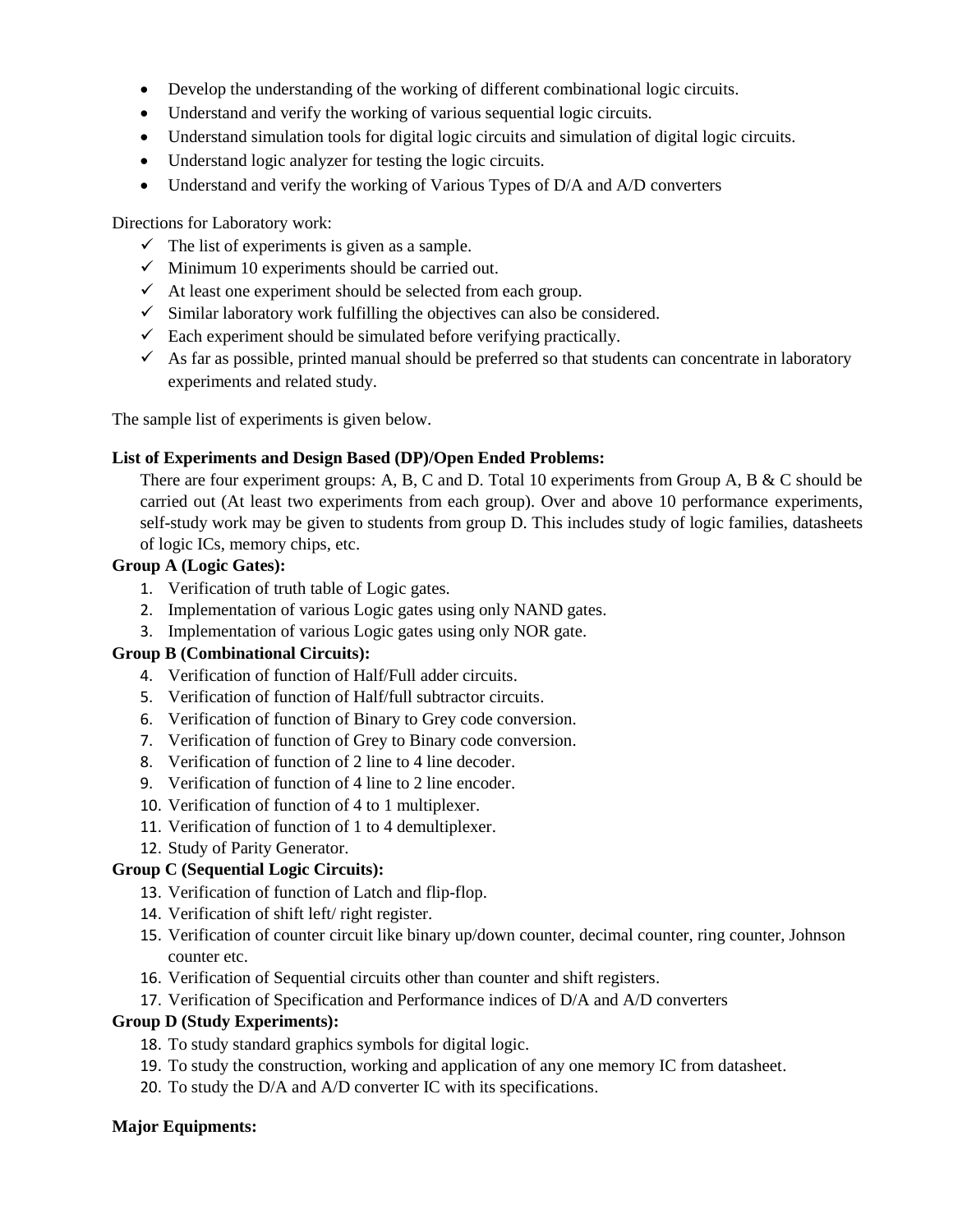- Develop the understanding of the working of different combinational logic circuits.
- Understand and verify the working of various sequential logic circuits.
- Understand simulation tools for digital logic circuits and simulation of digital logic circuits.
- Understand logic analyzer for testing the logic circuits.
- Understand and verify the working of Various Types of D/A and A/D converters

Directions for Laboratory work:

- ✓ The list of experiments is given as a sample.
- ✓ Minimum 10 experiments should be carried out.
- ✓ At least one experiment should be selected from each group.
- ✓ Similar laboratory work fulfilling the objectives can also be considered.
- ✓ Each experiment should be simulated before verifying practically.
- ✓ As far as possible, printed manual should be preferred so that students can concentrate in laboratory experiments and related study.

The sample list of experiments is given below.

**List of Experiments and Design Based (DP)/Open Ended Problems:**

There are four experiment groups: A, B, C and D. Total 10 experiments from Group A, B & C should be carried out (At least two experiments from each group). Over and above 10 performance experiments, self-study work may be given to students from group D. This includes study of logic families, datasheets of logic ICs, memory chips, etc.

**Group A (Logic Gates):**

1. Verification of truth table of Logic gates.
2. Implementation of various Logic gates using only NAND gates.
3. Implementation of various Logic gates using only NOR gate.

**Group B (Combinational Circuits):**

4. Verification of function of Half/Full adder circuits.
5. Verification of function of Half/full subtractor circuits.
6. Verification of function of Binary to Grey code conversion.
7. Verification of function of Grey to Binary code conversion.
8. Verification of function of 2 line to 4 line decoder.
9. Verification of function of 4 line to 2 line encoder.
10. Verification of function of 4 to 1 multiplexer.
11. Verification of function of 1 to 4 demultiplexer.
12. Study of Parity Generator.

**Group C (Sequential Logic Circuits):**

13. Verification of function of Latch and flip-flop.
14. Verification of shift left/ right register.
15. Verification of counter circuit like binary up/down counter, decimal counter, ring counter, Johnson counter etc.
16. Verification of Sequential circuits other than counter and shift registers.
17. Verification of Specification and Performance indices of D/A and A/D converters

**Group D (Study Experiments):**

18. To study standard graphics symbols for digital logic.
19. To study the construction, working and application of any one memory IC from datasheet.
20. To study the D/A and A/D converter IC with its specifications.

**Major Equipments:**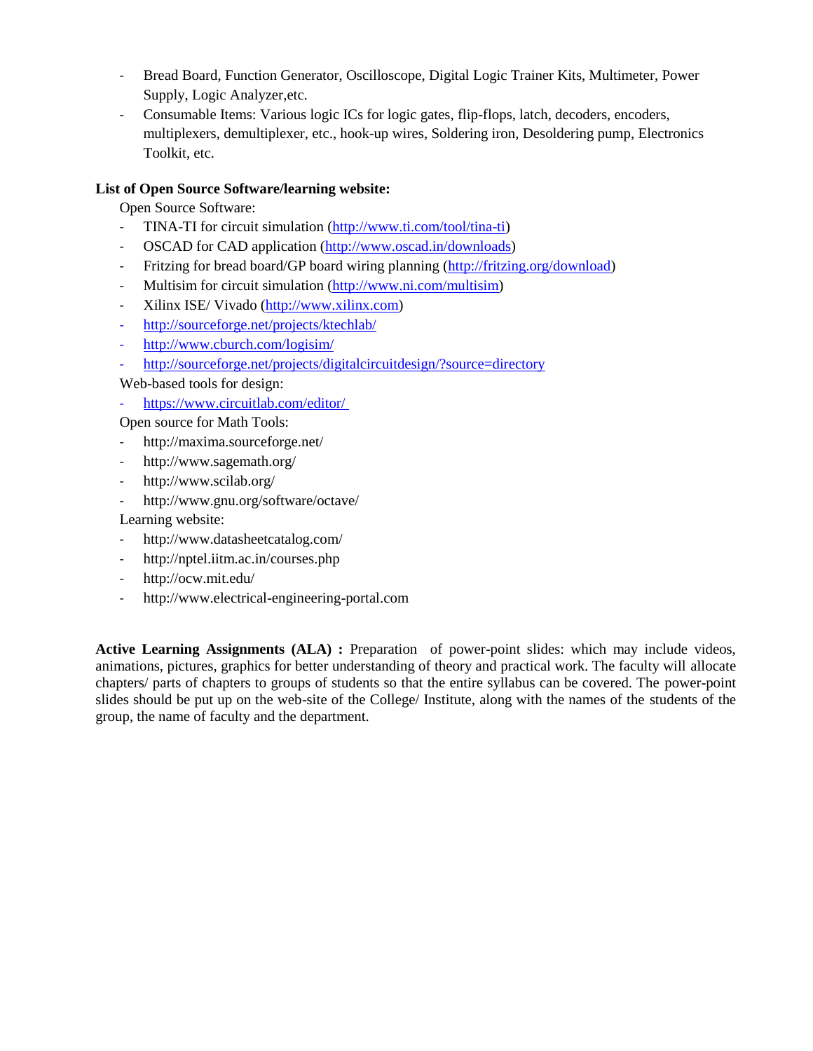- Bread Board, Function Generator, Oscilloscope, Digital Logic Trainer Kits, Multimeter, Power Supply, Logic Analyzer,etc.
- Consumable Items: Various logic ICs for logic gates, flip-flops, latch, decoders, encoders, multiplexers, demultiplexer, etc., hook-up wires, Soldering iron, Desoldering pump, Electronics Toolkit, etc.

**List of Open Source Software/learning website:**

Open Source Software:

- TINA-TI for circuit simulation (http://www.ti.com/tool/tina-ti)
- OSCAD for CAD application (http://www.oscad.in/downloads)
- Fritzing for bread board/GP board wiring planning (http://fritzing.org/download)
- Multisim for circuit simulation (http://www.ni.com/multisim)
- Xilinx ISE/ Vivado (http://www.xilinx.com)
- http://sourceforge.net/projects/ktechlab/
- http://www.cburch.com/logisim/
- http://sourceforge.net/projects/digitalcircuitdesign/?source=directory

Web-based tools for design:

- https://www.circuitlab.com/editor/

Open source for Math Tools:

- http://maxima.sourceforge.net/
- http://www.sagemath.org/
- http://www.scilab.org/
- http://www.gnu.org/software/octave/

Learning website:

- http://www.datasheetcatalog.com/
- http://nptel.iitm.ac.in/courses.php
- http://ocw.mit.edu/
- http://www.electrical-engineering-portal.com

**Active Learning Assignments (ALA) :** Preparation of power-point slides: which may include videos, animations, pictures, graphics for better understanding of theory and practical work. The faculty will allocate chapters/ parts of chapters to groups of students so that the entire syllabus can be covered. The power-point slides should be put up on the web-site of the College/ Institute, along with the names of the students of the group, the name of faculty and the department.